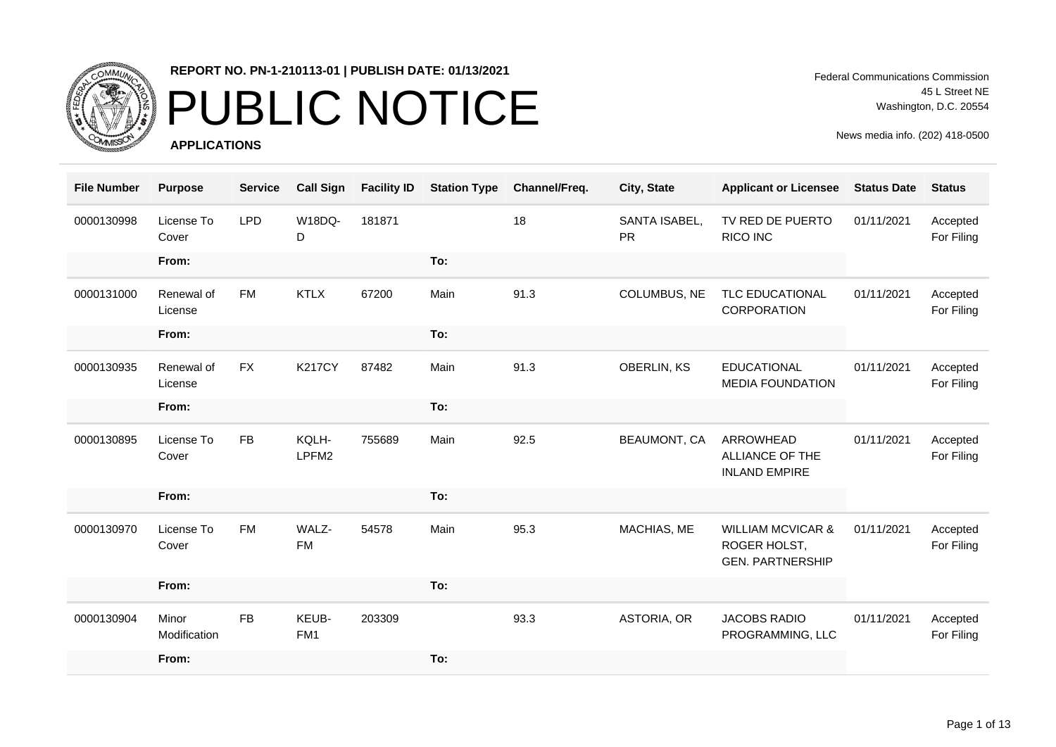**REPORT NO. PN-1-210113-01 | PUBLISH DATE: 01/13/2021**

# PUBLIC NOTICE

**APPLICATIONS**

Federal Communications Commission
45 L Street NE
Washington, D.C. 20554

News media info. (202) 418-0500

| File Number | Purpose | Service | Call Sign | Facility ID | Station Type | Channel/Freq. | City, State | Applicant or Licensee | Status Date | Status |
|---|---|---|---|---|---|---|---|---|---|---|
| 0000130998 | License To Cover | LPD | W18DQ-D | 181871 | | 18 | SANTA ISABEL, PR | TV RED DE PUERTO RICO INC | 01/11/2021 | Accepted For Filing |
| | **From:** | | | | **To:** | | | | | |
| 0000131000 | Renewal of License | FM | KTLX | 67200 | Main | 91.3 | COLUMBUS, NE | TLC EDUCATIONAL CORPORATION | 01/11/2021 | Accepted For Filing |
| | **From:** | | | | **To:** | | | | | |
| 0000130935 | Renewal of License | FX | K217CY | 87482 | Main | 91.3 | OBERLIN, KS | EDUCATIONAL MEDIA FOUNDATION | 01/11/2021 | Accepted For Filing |
| | **From:** | | | | **To:** | | | | | |
| 0000130895 | License To Cover | FB | KQLH-LPFM2 | 755689 | Main | 92.5 | BEAUMONT, CA | ARROWHEAD ALLIANCE OF THE INLAND EMPIRE | 01/11/2021 | Accepted For Filing |
| | **From:** | | | | **To:** | | | | | |
| 0000130970 | License To Cover | FM | WALZ-FM | 54578 | Main | 95.3 | MACHIAS, ME | WILLIAM MCVICAR & ROGER HOLST, GEN. PARTNERSHIP | 01/11/2021 | Accepted For Filing |
| | **From:** | | | | **To:** | | | | | |
| 0000130904 | Minor Modification | FB | KEUB-FM1 | 203309 | | 93.3 | ASTORIA, OR | JACOBS RADIO PROGRAMMING, LLC | 01/11/2021 | Accepted For Filing |
| | **From:** | | | | **To:** | | | | | |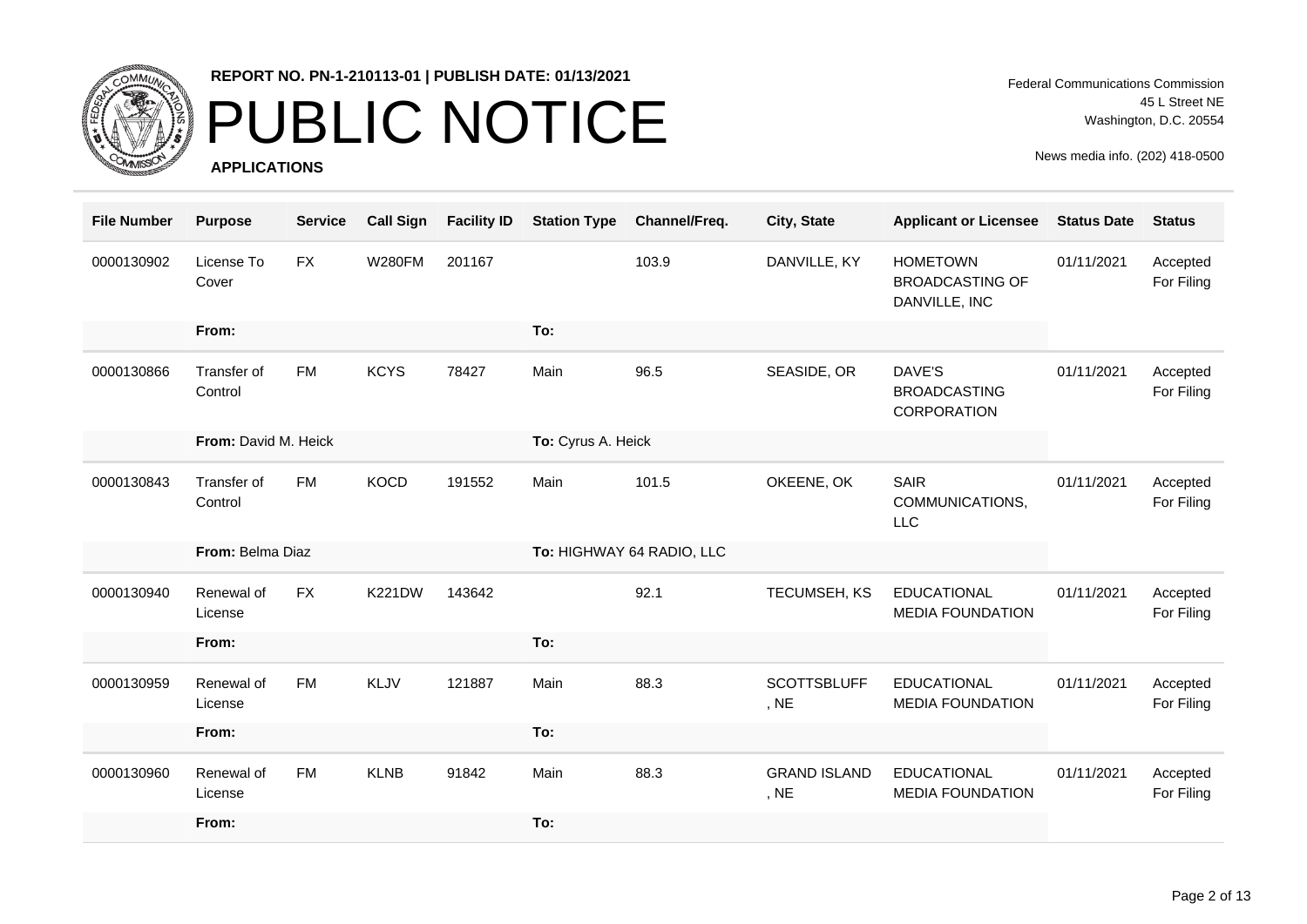REPORT NO. PN-1-210113-01 | PUBLISH DATE: 01/13/2021

# PUBLIC NOTICE

**APPLICATIONS**

Federal Communications Commission
45 L Street NE
Washington, D.C. 20554

News media info. (202) 418-0500

| File Number | Purpose | Service | Call Sign | Facility ID | Station Type | Channel/Freq. | City, State | Applicant or Licensee | Status Date | Status |
|---|---|---|---|---|---|---|---|---|---|---|
| 0000130902 | License To Cover | FX | W280FM | 201167 | | 103.9 | DANVILLE, KY | HOMETOWN BROADCASTING OF DANVILLE, INC | 01/11/2021 | Accepted For Filing |
| | **From:** | | | | **To:** | | | | | |
| 0000130866 | Transfer of Control | FM | KCYS | 78427 | Main | 96.5 | SEASIDE, OR | DAVE'S BROADCASTING CORPORATION | 01/11/2021 | Accepted For Filing |
| | **From:** David M. Heick | | | | **To:** Cyrus A. Heick | | | | | |
| 0000130843 | Transfer of Control | FM | KOCD | 191552 | Main | 101.5 | OKEENE, OK | SAIR COMMUNICATIONS, LLC | 01/11/2021 | Accepted For Filing |
| | **From:** Belma Diaz | | | | **To:** HIGHWAY 64 RADIO, LLC | | | | | |
| 0000130940 | Renewal of License | FX | K221DW | 143642 | | 92.1 | TECUMSEH, KS | EDUCATIONAL MEDIA FOUNDATION | 01/11/2021 | Accepted For Filing |
| | **From:** | | | | **To:** | | | | | |
| 0000130959 | Renewal of License | FM | KLJV | 121887 | Main | 88.3 | SCOTTSBLUFF, NE | EDUCATIONAL MEDIA FOUNDATION | 01/11/2021 | Accepted For Filing |
| | **From:** | | | | **To:** | | | | | |
| 0000130960 | Renewal of License | FM | KLNB | 91842 | Main | 88.3 | GRAND ISLAND, NE | EDUCATIONAL MEDIA FOUNDATION | 01/11/2021 | Accepted For Filing |
| | **From:** | | | | **To:** | | | | | |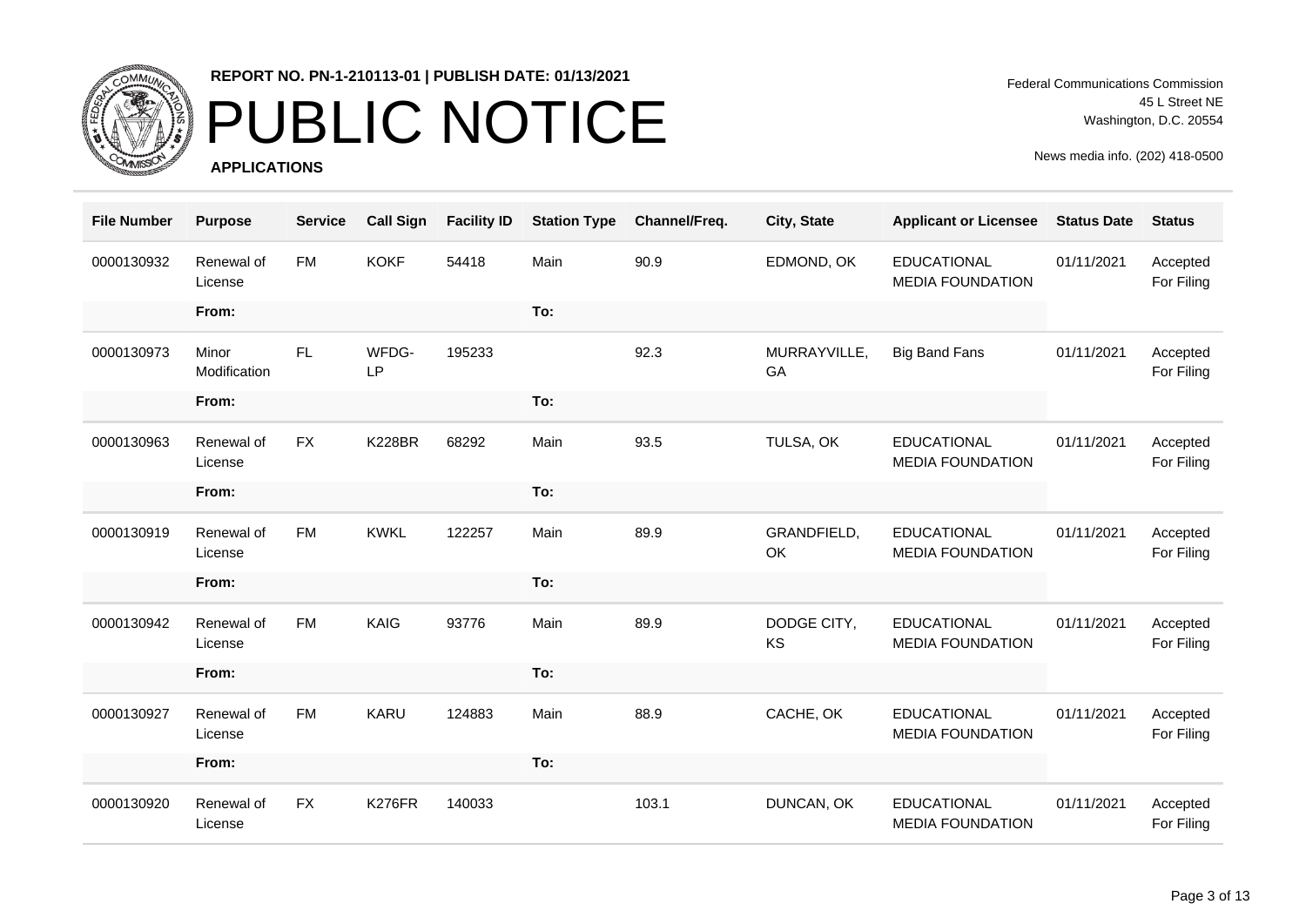REPORT NO. PN-1-210113-01 | PUBLISH DATE: 01/13/2021

# PUBLIC NOTICE

**APPLICATIONS**

Federal Communications Commission
45 L Street NE
Washington, D.C. 20554

News media info. (202) 418-0500

| File Number | Purpose | Service | Call Sign | Facility ID | Station Type | Channel/Freq. | City, State | Applicant or Licensee | Status Date | Status |
|---|---|---|---|---|---|---|---|---|---|---|
| 0000130932 | Renewal of License | FM | KOKF | 54418 | Main | 90.9 | EDMOND, OK | EDUCATIONAL MEDIA FOUNDATION | 01/11/2021 | Accepted For Filing |
| | From: | | | | To: | | | | | |
| 0000130973 | Minor Modification | FL | WFDG-LP | 195233 | | 92.3 | MURRAYVILLE, GA | Big Band Fans | 01/11/2021 | Accepted For Filing |
| | From: | | | | To: | | | | | |
| 0000130963 | Renewal of License | FX | K228BR | 68292 | Main | 93.5 | TULSA, OK | EDUCATIONAL MEDIA FOUNDATION | 01/11/2021 | Accepted For Filing |
| | From: | | | | To: | | | | | |
| 0000130919 | Renewal of License | FM | KWKL | 122257 | Main | 89.9 | GRANDFIELD, OK | EDUCATIONAL MEDIA FOUNDATION | 01/11/2021 | Accepted For Filing |
| | From: | | | | To: | | | | | |
| 0000130942 | Renewal of License | FM | KAIG | 93776 | Main | 89.9 | DODGE CITY, KS | EDUCATIONAL MEDIA FOUNDATION | 01/11/2021 | Accepted For Filing |
| | From: | | | | To: | | | | | |
| 0000130927 | Renewal of License | FM | KARU | 124883 | Main | 88.9 | CACHE, OK | EDUCATIONAL MEDIA FOUNDATION | 01/11/2021 | Accepted For Filing |
| | From: | | | | To: | | | | | |
| 0000130920 | Renewal of License | FX | K276FR | 140033 | | 103.1 | DUNCAN, OK | EDUCATIONAL MEDIA FOUNDATION | 01/11/2021 | Accepted For Filing |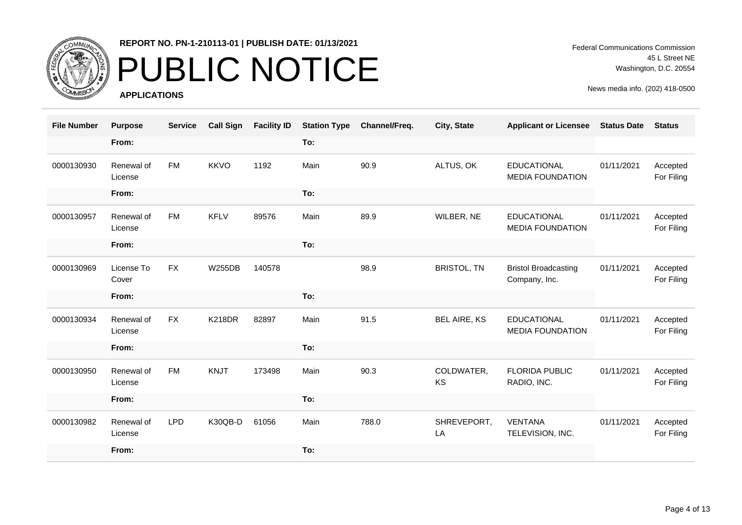REPORT NO. PN-1-210113-01 | PUBLISH DATE: 01/13/2021

# PUBLIC NOTICE

**APPLICATIONS**

Federal Communications Commission
45 L Street NE
Washington, D.C. 20554

News media info. (202) 418-0500

| File Number | Purpose | Service | Call Sign | Facility ID | Station Type | Channel/Freq. | City, State | Applicant or Licensee | Status Date | Status |
|---|---|---|---|---|---|---|---|---|---|---|
| | From: | | | | To: | | | | | |
| 0000130930 | Renewal of License | FM | KKVO | 1192 | Main | 90.9 | ALTUS, OK | EDUCATIONAL MEDIA FOUNDATION | 01/11/2021 | Accepted For Filing |
| | From: | | | | To: | | | | | |
| 0000130957 | Renewal of License | FM | KFLV | 89576 | Main | 89.9 | WILBER, NE | EDUCATIONAL MEDIA FOUNDATION | 01/11/2021 | Accepted For Filing |
| | From: | | | | To: | | | | | |
| 0000130969 | License To Cover | FX | W255DB | 140578 | | 98.9 | BRISTOL, TN | Bristol Broadcasting Company, Inc. | 01/11/2021 | Accepted For Filing |
| | From: | | | | To: | | | | | |
| 0000130934 | Renewal of License | FX | K218DR | 82897 | Main | 91.5 | BEL AIRE, KS | EDUCATIONAL MEDIA FOUNDATION | 01/11/2021 | Accepted For Filing |
| | From: | | | | To: | | | | | |
| 0000130950 | Renewal of License | FM | KNJT | 173498 | Main | 90.3 | COLDWATER, KS | FLORIDA PUBLIC RADIO, INC. | 01/11/2021 | Accepted For Filing |
| | From: | | | | To: | | | | | |
| 0000130982 | Renewal of License | LPD | K30QB-D | 61056 | Main | 788.0 | SHREVEPORT, LA | VENTANA TELEVISION, INC. | 01/11/2021 | Accepted For Filing |
| | From: | | | | To: | | | | | |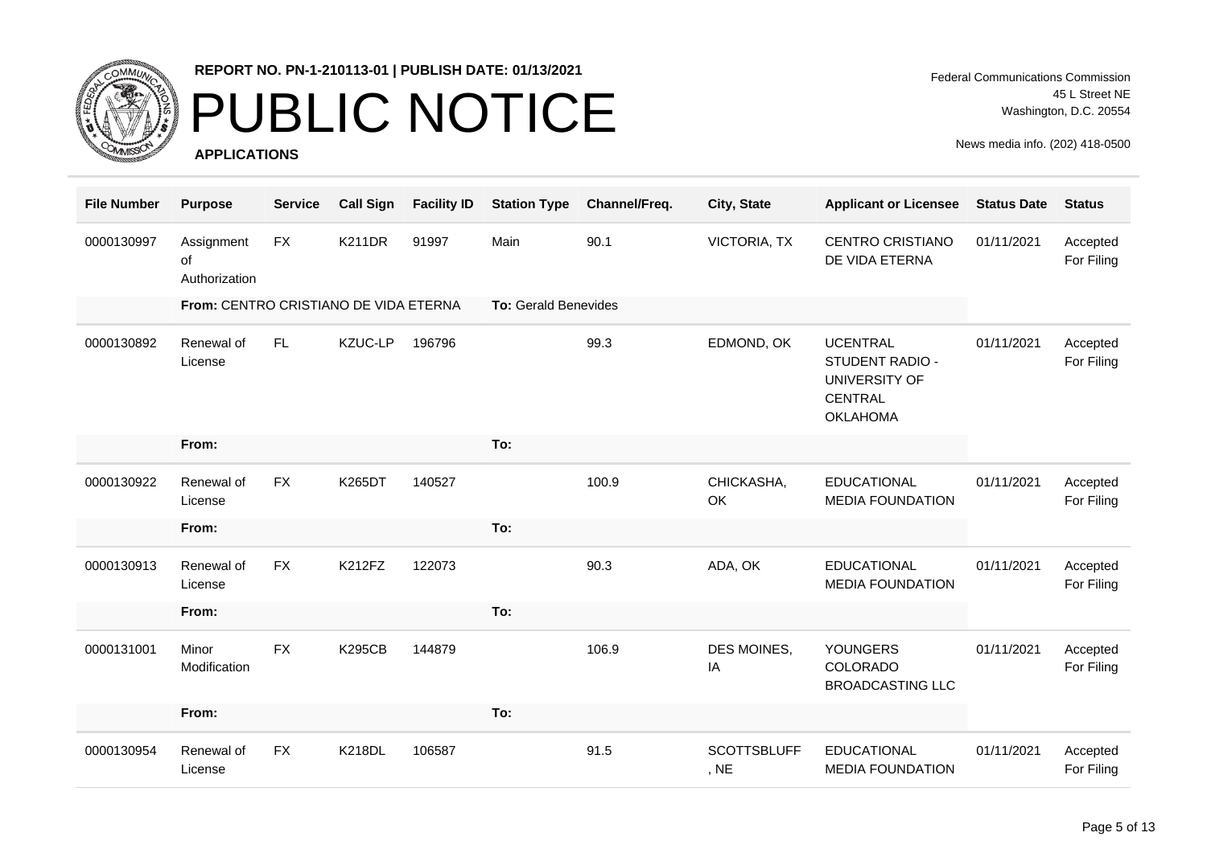**REPORT NO. PN-1-210113-01 | PUBLISH DATE: 01/13/2021**

# PUBLIC NOTICE

**APPLICATIONS**

Federal Communications Commission
45 L Street NE
Washington, D.C. 20554

News media info. (202) 418-0500

| File Number | Purpose | Service | Call Sign | Facility ID | Station Type | Channel/Freq. | City, State | Applicant or Licensee | Status Date | Status |
|---|---|---|---|---|---|---|---|---|---|---|
| 0000130997 | Assignment of Authorization | FX | K211DR | 91997 | Main | 90.1 | VICTORIA, TX | CENTRO CRISTIANO DE VIDA ETERNA | 01/11/2021 | Accepted For Filing |
| | **From:** CENTRO CRISTIANO DE VIDA ETERNA | | | | **To:** Gerald Benevides | | | | | |
| 0000130892 | Renewal of License | FL | KZUC-LP | 196796 | | 99.3 | EDMOND, OK | UCENTRAL STUDENT RADIO - UNIVERSITY OF CENTRAL OKLAHOMA | 01/11/2021 | Accepted For Filing |
| | **From:** | | | | **To:** | | | | | |
| 0000130922 | Renewal of License | FX | K265DT | 140527 | | 100.9 | CHICKASHA, OK | EDUCATIONAL MEDIA FOUNDATION | 01/11/2021 | Accepted For Filing |
| | **From:** | | | | **To:** | | | | | |
| 0000130913 | Renewal of License | FX | K212FZ | 122073 | | 90.3 | ADA, OK | EDUCATIONAL MEDIA FOUNDATION | 01/11/2021 | Accepted For Filing |
| | **From:** | | | | **To:** | | | | | |
| 0000131001 | Minor Modification | FX | K295CB | 144879 | | 106.9 | DES MOINES, IA | YOUNGERS COLORADO BROADCASTING LLC | 01/11/2021 | Accepted For Filing |
| | **From:** | | | | **To:** | | | | | |
| 0000130954 | Renewal of License | FX | K218DL | 106587 | | 91.5 | SCOTTSBLUFF, NE | EDUCATIONAL MEDIA FOUNDATION | 01/11/2021 | Accepted For Filing |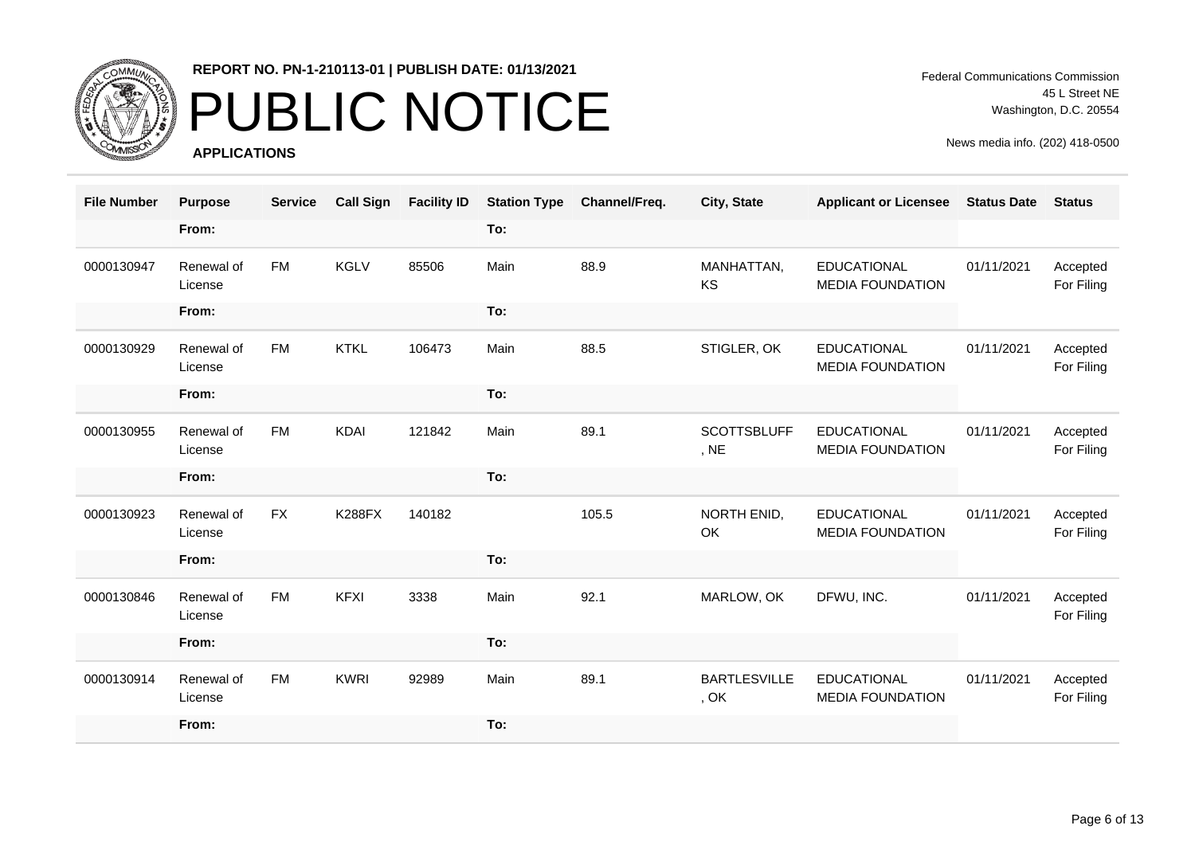**REPORT NO. PN-1-210113-01 | PUBLISH DATE: 01/13/2021**

# PUBLIC NOTICE

**APPLICATIONS**

Federal Communications Commission
45 L Street NE
Washington, D.C. 20554

News media info. (202) 418-0500

| File Number | Purpose | Service | Call Sign | Facility ID | Station Type | Channel/Freq. | City, State | Applicant or Licensee | Status Date | Status |
|---|---|---|---|---|---|---|---|---|---|---|
| | From: | | | | To: | | | | | |
| 0000130947 | Renewal of License | FM | KGLV | 85506 | Main | 88.9 | MANHATTAN, KS | EDUCATIONAL MEDIA FOUNDATION | 01/11/2021 | Accepted For Filing |
| | From: | | | | To: | | | | | |
| 0000130929 | Renewal of License | FM | KTKL | 106473 | Main | 88.5 | STIGLER, OK | EDUCATIONAL MEDIA FOUNDATION | 01/11/2021 | Accepted For Filing |
| | From: | | | | To: | | | | | |
| 0000130955 | Renewal of License | FM | KDAI | 121842 | Main | 89.1 | SCOTTSBLUFF, NE | EDUCATIONAL MEDIA FOUNDATION | 01/11/2021 | Accepted For Filing |
| | From: | | | | To: | | | | | |
| 0000130923 | Renewal of License | FX | K288FX | 140182 | | 105.5 | NORTH ENID, OK | EDUCATIONAL MEDIA FOUNDATION | 01/11/2021 | Accepted For Filing |
| | From: | | | | To: | | | | | |
| 0000130846 | Renewal of License | FM | KFXI | 3338 | Main | 92.1 | MARLOW, OK | DFWU, INC. | 01/11/2021 | Accepted For Filing |
| | From: | | | | To: | | | | | |
| 0000130914 | Renewal of License | FM | KWRI | 92989 | Main | 89.1 | BARTLESVILLE, OK | EDUCATIONAL MEDIA FOUNDATION | 01/11/2021 | Accepted For Filing |
| | From: | | | | To: | | | | | |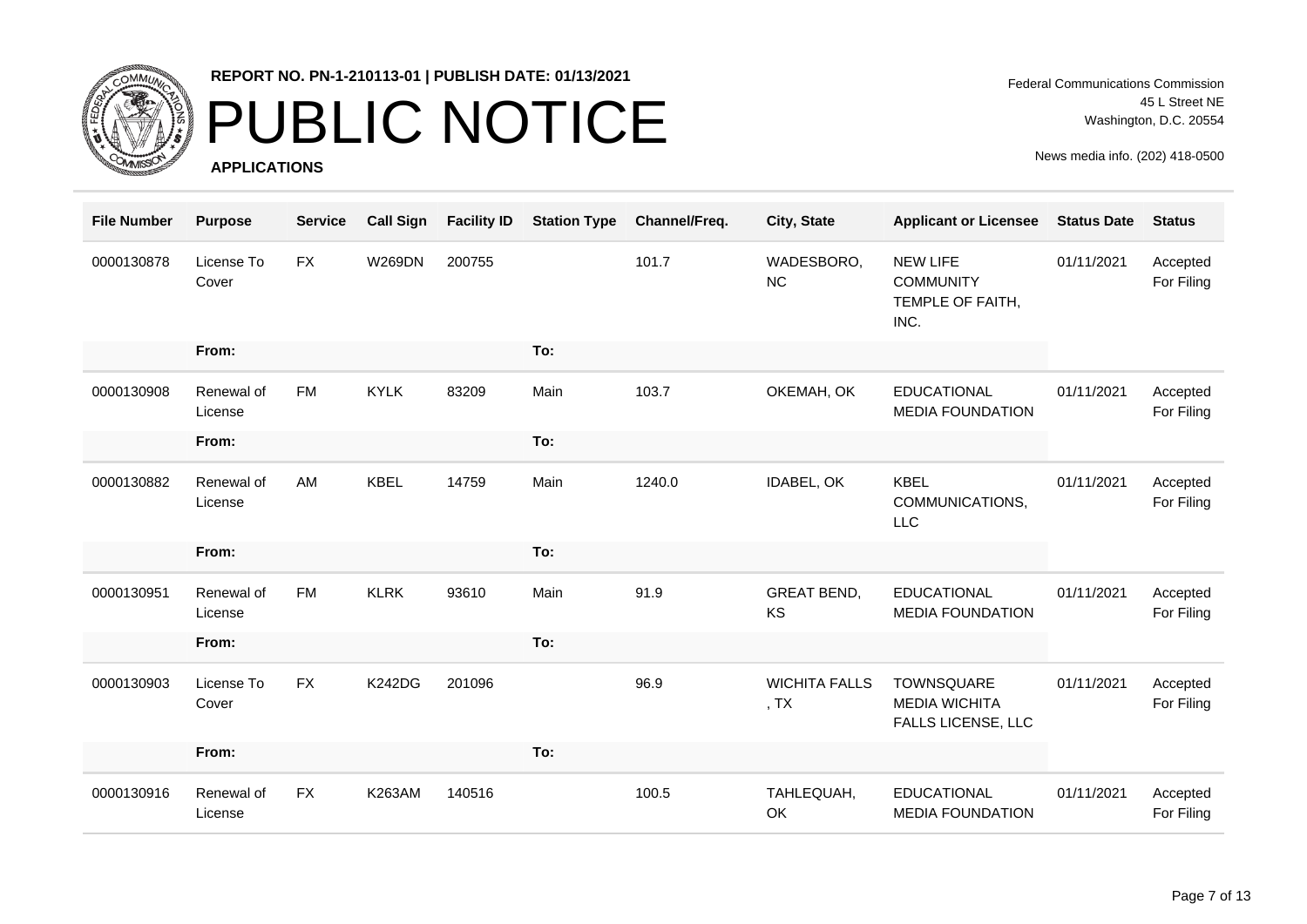**REPORT NO. PN-1-210113-01 | PUBLISH DATE: 01/13/2021**

# PUBLIC NOTICE

**APPLICATIONS**

Federal Communications Commission
45 L Street NE
Washington, D.C. 20554

News media info. (202) 418-0500

| File Number | Purpose | Service | Call Sign | Facility ID | Station Type | Channel/Freq. | City, State | Applicant or Licensee | Status Date | Status |
|---|---|---|---|---|---|---|---|---|---|---|
| 0000130878 | License To Cover | FX | W269DN | 200755 | | 101.7 | WADESBORO, NC | NEW LIFE COMMUNITY TEMPLE OF FAITH, INC. | 01/11/2021 | Accepted For Filing |
| | **From:** | | | | **To:** | | | | | |
| 0000130908 | Renewal of License | FM | KYLK | 83209 | Main | 103.7 | OKEMAH, OK | EDUCATIONAL MEDIA FOUNDATION | 01/11/2021 | Accepted For Filing |
| | **From:** | | | | **To:** | | | | | |
| 0000130882 | Renewal of License | AM | KBEL | 14759 | Main | 1240.0 | IDABEL, OK | KBEL COMMUNICATIONS, LLC | 01/11/2021 | Accepted For Filing |
| | **From:** | | | | **To:** | | | | | |
| 0000130951 | Renewal of License | FM | KLRK | 93610 | Main | 91.9 | GREAT BEND, KS | EDUCATIONAL MEDIA FOUNDATION | 01/11/2021 | Accepted For Filing |
| | **From:** | | | | **To:** | | | | | |
| 0000130903 | License To Cover | FX | K242DG | 201096 | | 96.9 | WICHITA FALLS , TX | TOWNSQUARE MEDIA WICHITA FALLS LICENSE, LLC | 01/11/2021 | Accepted For Filing |
| | **From:** | | | | **To:** | | | | | |
| 0000130916 | Renewal of License | FX | K263AM | 140516 | | 100.5 | TAHLEQUAH, OK | EDUCATIONAL MEDIA FOUNDATION | 01/11/2021 | Accepted For Filing |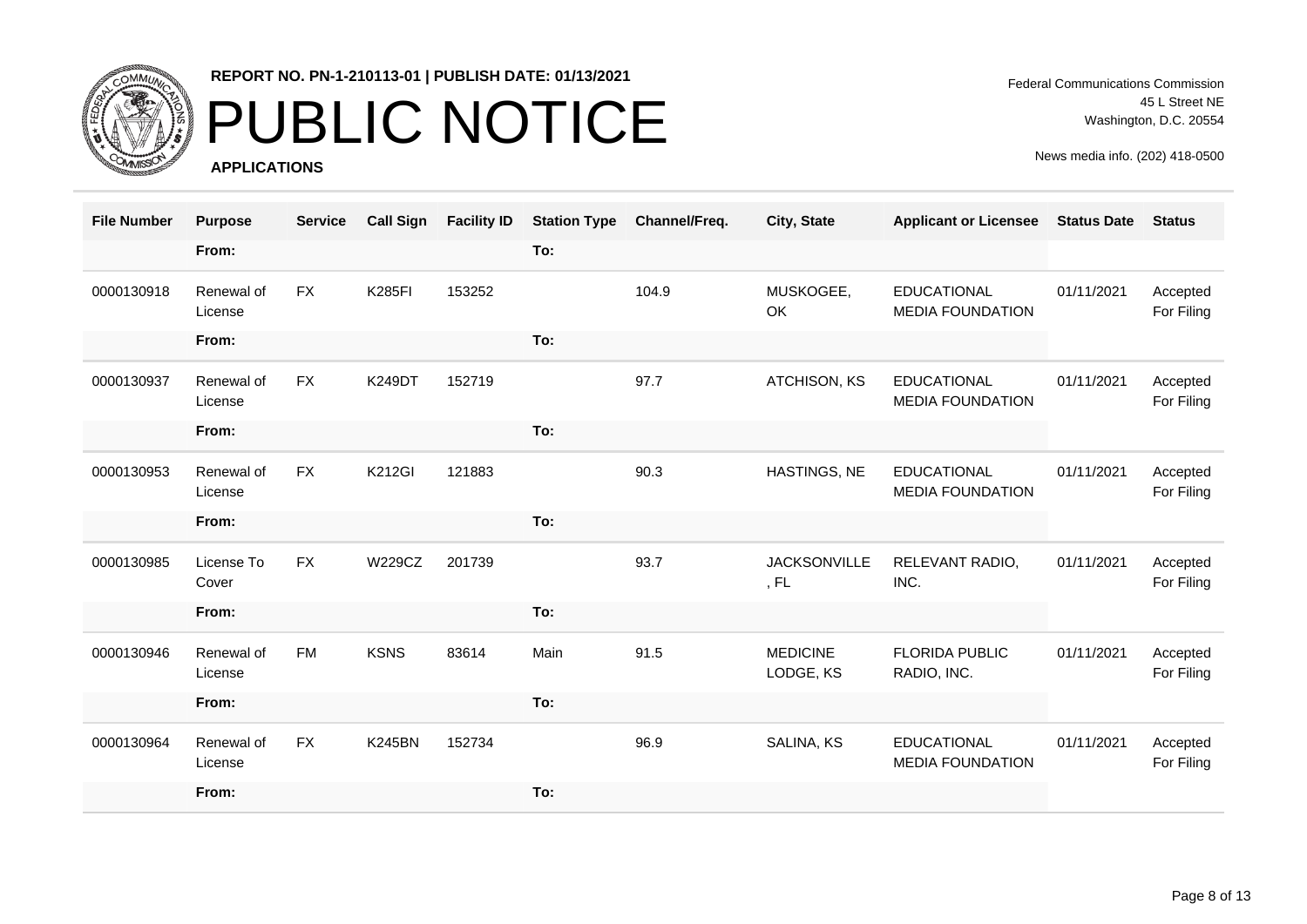**REPORT NO. PN-1-210113-01 | PUBLISH DATE: 01/13/2021**

# PUBLIC NOTICE

**APPLICATIONS**

Federal Communications Commission
45 L Street NE
Washington, D.C. 20554

News media info. (202) 418-0500

| File Number | Purpose | Service | Call Sign | Facility ID | Station Type | Channel/Freq. | City, State | Applicant or Licensee | Status Date | Status |
|---|---|---|---|---|---|---|---|---|---|---|
| | From: | | | | To: | | | | | |
| 0000130918 | Renewal of License | FX | K285FI | 153252 | | 104.9 | MUSKOGEE, OK | EDUCATIONAL MEDIA FOUNDATION | 01/11/2021 | Accepted For Filing |
| | From: | | | | To: | | | | | |
| 0000130937 | Renewal of License | FX | K249DT | 152719 | | 97.7 | ATCHISON, KS | EDUCATIONAL MEDIA FOUNDATION | 01/11/2021 | Accepted For Filing |
| | From: | | | | To: | | | | | |
| 0000130953 | Renewal of License | FX | K212GI | 121883 | | 90.3 | HASTINGS, NE | EDUCATIONAL MEDIA FOUNDATION | 01/11/2021 | Accepted For Filing |
| | From: | | | | To: | | | | | |
| 0000130985 | License To Cover | FX | W229CZ | 201739 | | 93.7 | JACKSONVILLE, FL | RELEVANT RADIO, INC. | 01/11/2021 | Accepted For Filing |
| | From: | | | | To: | | | | | |
| 0000130946 | Renewal of License | FM | KSNS | 83614 | Main | 91.5 | MEDICINE LODGE, KS | FLORIDA PUBLIC RADIO, INC. | 01/11/2021 | Accepted For Filing |
| | From: | | | | To: | | | | | |
| 0000130964 | Renewal of License | FX | K245BN | 152734 | | 96.9 | SALINA, KS | EDUCATIONAL MEDIA FOUNDATION | 01/11/2021 | Accepted For Filing |
| | From: | | | | To: | | | | | |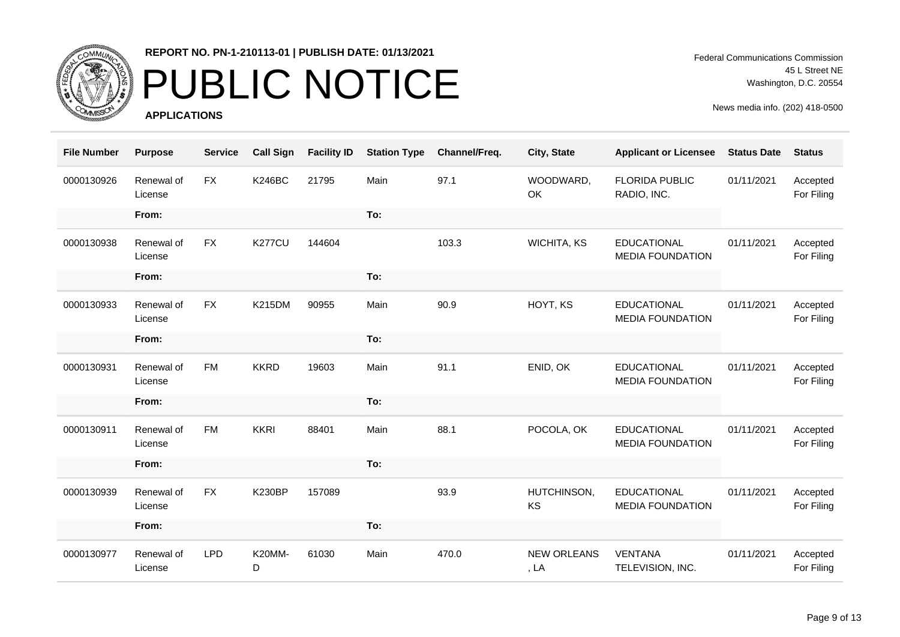**REPORT NO. PN-1-210113-01 | PUBLISH DATE: 01/13/2021**

# PUBLIC NOTICE

**APPLICATIONS**

Federal Communications Commission
45 L Street NE
Washington, D.C. 20554

News media info. (202) 418-0500

| File Number | Purpose | Service | Call Sign | Facility ID | Station Type | Channel/Freq. | City, State | Applicant or Licensee | Status Date | Status |
|---|---|---|---|---|---|---|---|---|---|---|
| 0000130926 | Renewal of License | FX | K246BC | 21795 | Main | 97.1 | WOODWARD, OK | FLORIDA PUBLIC RADIO, INC. | 01/11/2021 | Accepted For Filing |
| | From: | | | | To: | | | | | |
| 0000130938 | Renewal of License | FX | K277CU | 144604 | | 103.3 | WICHITA, KS | EDUCATIONAL MEDIA FOUNDATION | 01/11/2021 | Accepted For Filing |
| | From: | | | | To: | | | | | |
| 0000130933 | Renewal of License | FX | K215DM | 90955 | Main | 90.9 | HOYT, KS | EDUCATIONAL MEDIA FOUNDATION | 01/11/2021 | Accepted For Filing |
| | From: | | | | To: | | | | | |
| 0000130931 | Renewal of License | FM | KKRD | 19603 | Main | 91.1 | ENID, OK | EDUCATIONAL MEDIA FOUNDATION | 01/11/2021 | Accepted For Filing |
| | From: | | | | To: | | | | | |
| 0000130911 | Renewal of License | FM | KKRI | 88401 | Main | 88.1 | POCOLA, OK | EDUCATIONAL MEDIA FOUNDATION | 01/11/2021 | Accepted For Filing |
| | From: | | | | To: | | | | | |
| 0000130939 | Renewal of License | FX | K230BP | 157089 | | 93.9 | HUTCHINSON, KS | EDUCATIONAL MEDIA FOUNDATION | 01/11/2021 | Accepted For Filing |
| | From: | | | | To: | | | | | |
| 0000130977 | Renewal of License | LPD | K20MM-D | 61030 | Main | 470.0 | NEW ORLEANS , LA | VENTANA TELEVISION, INC. | 01/11/2021 | Accepted For Filing |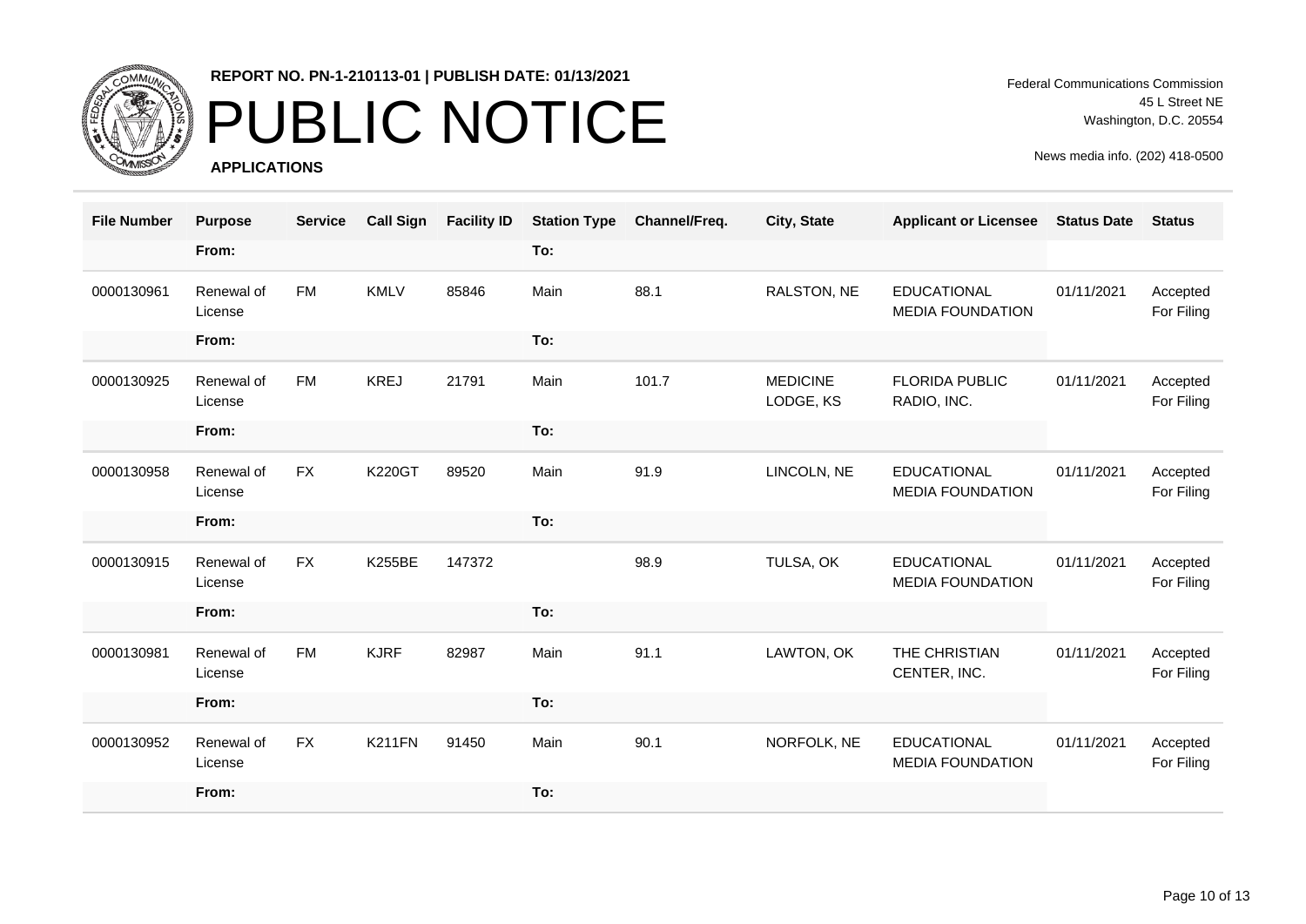REPORT NO. PN-1-210113-01 | PUBLISH DATE: 01/13/2021

# PUBLIC NOTICE

**APPLICATIONS**

Federal Communications Commission
45 L Street NE
Washington, D.C. 20554

News media info. (202) 418-0500

| File Number | Purpose | Service | Call Sign | Facility ID | Station Type | Channel/Freq. | City, State | Applicant or Licensee | Status Date | Status |
|---|---|---|---|---|---|---|---|---|---|---|
| | From: | | | | To: | | | | | |
| 0000130961 | Renewal of License | FM | KMLV | 85846 | Main | 88.1 | RALSTON, NE | EDUCATIONAL MEDIA FOUNDATION | 01/11/2021 | Accepted For Filing |
| | From: | | | | To: | | | | | |
| 0000130925 | Renewal of License | FM | KREJ | 21791 | Main | 101.7 | MEDICINE LODGE, KS | FLORIDA PUBLIC RADIO, INC. | 01/11/2021 | Accepted For Filing |
| | From: | | | | To: | | | | | |
| 0000130958 | Renewal of License | FX | K220GT | 89520 | Main | 91.9 | LINCOLN, NE | EDUCATIONAL MEDIA FOUNDATION | 01/11/2021 | Accepted For Filing |
| | From: | | | | To: | | | | | |
| 0000130915 | Renewal of License | FX | K255BE | 147372 | | 98.9 | TULSA, OK | EDUCATIONAL MEDIA FOUNDATION | 01/11/2021 | Accepted For Filing |
| | From: | | | | To: | | | | | |
| 0000130981 | Renewal of License | FM | KJRF | 82987 | Main | 91.1 | LAWTON, OK | THE CHRISTIAN CENTER, INC. | 01/11/2021 | Accepted For Filing |
| | From: | | | | To: | | | | | |
| 0000130952 | Renewal of License | FX | K211FN | 91450 | Main | 90.1 | NORFOLK, NE | EDUCATIONAL MEDIA FOUNDATION | 01/11/2021 | Accepted For Filing |
| | From: | | | | To: | | | | | |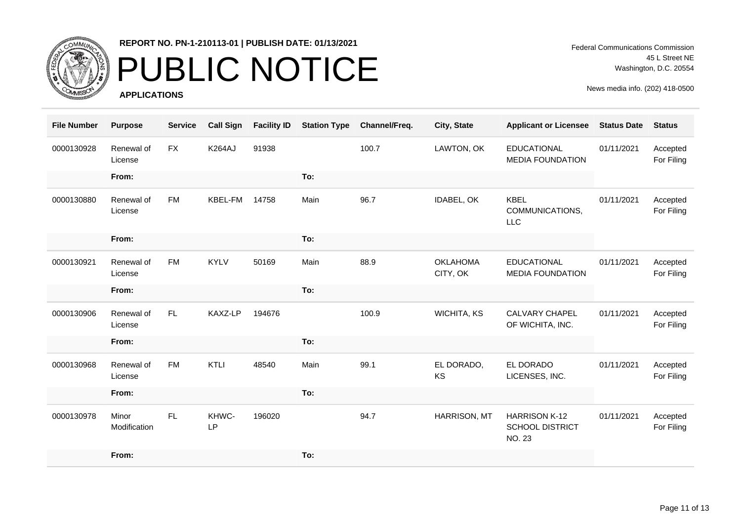**REPORT NO. PN-1-210113-01 | PUBLISH DATE: 01/13/2021**

# PUBLIC NOTICE

**APPLICATIONS**

Federal Communications Commission
45 L Street NE
Washington, D.C. 20554

News media info. (202) 418-0500

| File Number | Purpose | Service | Call Sign | Facility ID | Station Type | Channel/Freq. | City, State | Applicant or Licensee | Status Date | Status |
|---|---|---|---|---|---|---|---|---|---|---|
| 0000130928 | Renewal of License | FX | K264AJ | 91938 | | 100.7 | LAWTON, OK | EDUCATIONAL MEDIA FOUNDATION | 01/11/2021 | Accepted For Filing |
| | From: | | | | To: | | | | | |
| 0000130880 | Renewal of License | FM | KBEL-FM | 14758 | Main | 96.7 | IDABEL, OK | KBEL COMMUNICATIONS, LLC | 01/11/2021 | Accepted For Filing |
| | From: | | | | To: | | | | | |
| 0000130921 | Renewal of License | FM | KYLV | 50169 | Main | 88.9 | OKLAHOMA CITY, OK | EDUCATIONAL MEDIA FOUNDATION | 01/11/2021 | Accepted For Filing |
| | From: | | | | To: | | | | | |
| 0000130906 | Renewal of License | FL | KAXZ-LP | 194676 | | 100.9 | WICHITA, KS | CALVARY CHAPEL OF WICHITA, INC. | 01/11/2021 | Accepted For Filing |
| | From: | | | | To: | | | | | |
| 0000130968 | Renewal of License | FM | KTLI | 48540 | Main | 99.1 | EL DORADO, KS | EL DORADO LICENSES, INC. | 01/11/2021 | Accepted For Filing |
| | From: | | | | To: | | | | | |
| 0000130978 | Minor Modification | FL | KHWC-LP | 196020 | | 94.7 | HARRISON, MT | HARRISON K-12 SCHOOL DISTRICT NO. 23 | 01/11/2021 | Accepted For Filing |
| | From: | | | | To: | | | | | |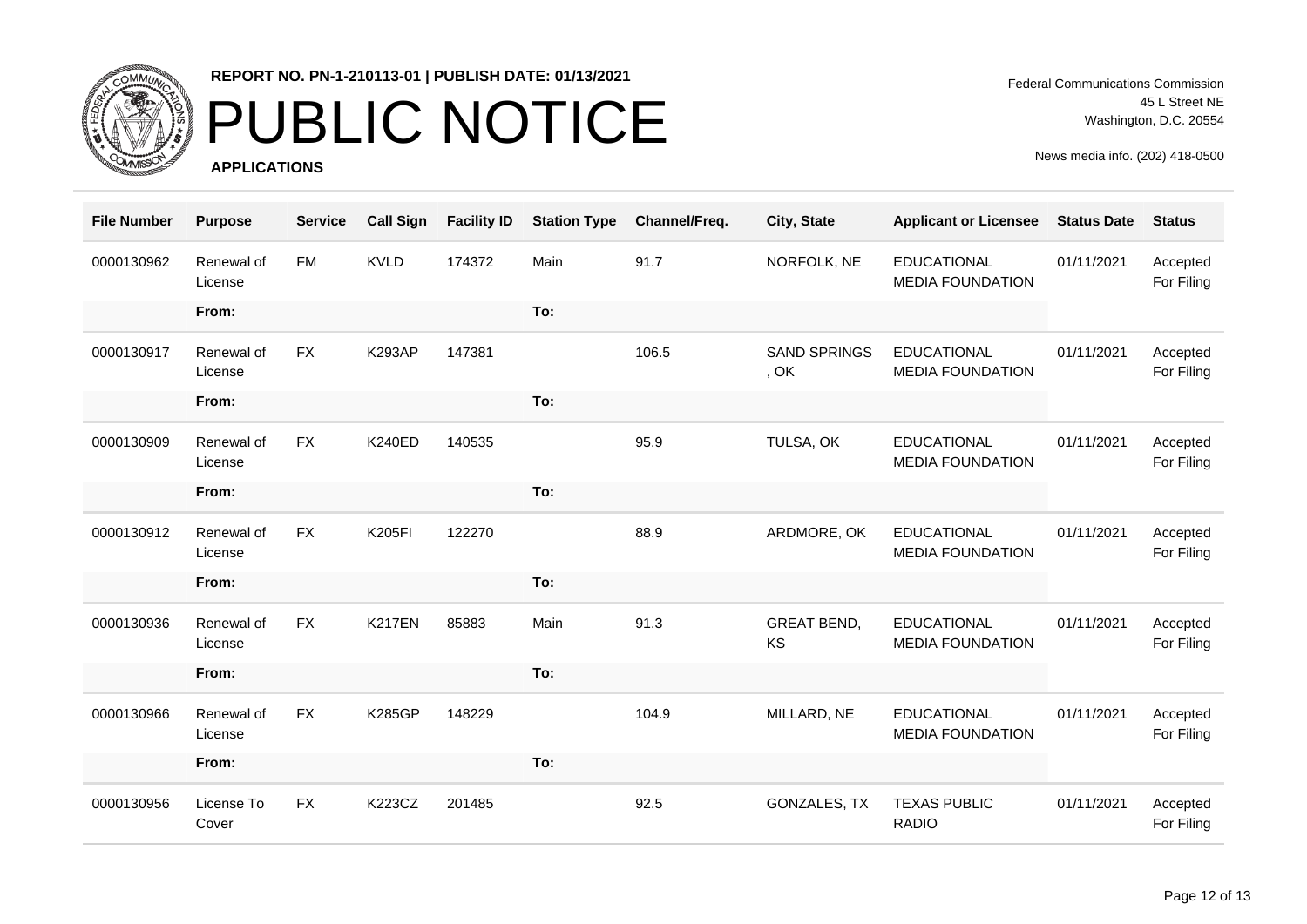**REPORT NO. PN-1-210113-01 | PUBLISH DATE: 01/13/2021**

# PUBLIC NOTICE

**APPLICATIONS**

Federal Communications Commission
45 L Street NE
Washington, D.C. 20554

News media info. (202) 418-0500

| File Number | Purpose | Service | Call Sign | Facility ID | Station Type | Channel/Freq. | City, State | Applicant or Licensee | Status Date | Status |
|---|---|---|---|---|---|---|---|---|---|---|
| 0000130962 | Renewal of License | FM | KVLD | 174372 | Main | 91.7 | NORFOLK, NE | EDUCATIONAL MEDIA FOUNDATION | 01/11/2021 | Accepted For Filing |
| | From: | | | | To: | | | | | |
| 0000130917 | Renewal of License | FX | K293AP | 147381 | | 106.5 | SAND SPRINGS , OK | EDUCATIONAL MEDIA FOUNDATION | 01/11/2021 | Accepted For Filing |
| | From: | | | | To: | | | | | |
| 0000130909 | Renewal of License | FX | K240ED | 140535 | | 95.9 | TULSA, OK | EDUCATIONAL MEDIA FOUNDATION | 01/11/2021 | Accepted For Filing |
| | From: | | | | To: | | | | | |
| 0000130912 | Renewal of License | FX | K205FI | 122270 | | 88.9 | ARDMORE, OK | EDUCATIONAL MEDIA FOUNDATION | 01/11/2021 | Accepted For Filing |
| | From: | | | | To: | | | | | |
| 0000130936 | Renewal of License | FX | K217EN | 85883 | Main | 91.3 | GREAT BEND, KS | EDUCATIONAL MEDIA FOUNDATION | 01/11/2021 | Accepted For Filing |
| | From: | | | | To: | | | | | |
| 0000130966 | Renewal of License | FX | K285GP | 148229 | | 104.9 | MILLARD, NE | EDUCATIONAL MEDIA FOUNDATION | 01/11/2021 | Accepted For Filing |
| | From: | | | | To: | | | | | |
| 0000130956 | License To Cover | FX | K223CZ | 201485 | | 92.5 | GONZALES, TX | TEXAS PUBLIC RADIO | 01/11/2021 | Accepted For Filing |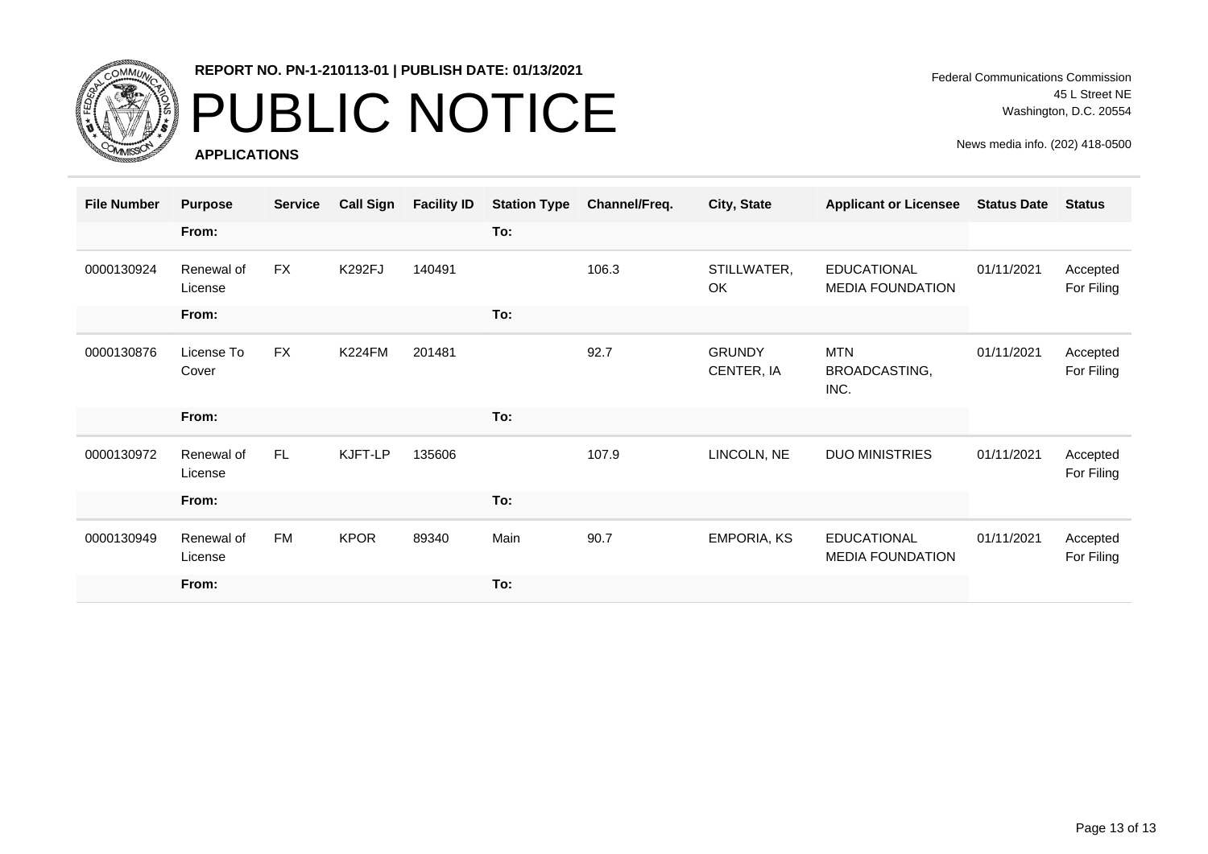REPORT NO. PN-1-210113-01 | PUBLISH DATE: 01/13/2021

# PUBLIC NOTICE

**APPLICATIONS**

Federal Communications Commission
45 L Street NE
Washington, D.C. 20554

News media info. (202) 418-0500

| File Number | Purpose | Service | Call Sign | Facility ID | Station Type | Channel/Freq. | City, State | Applicant or Licensee | Status Date | Status |
|---|---|---|---|---|---|---|---|---|---|---|
| | From: | | | | To: | | | | | |
| 0000130924 | Renewal of License | FX | K292FJ | 140491 | | 106.3 | STILLWATER, OK | EDUCATIONAL MEDIA FOUNDATION | 01/11/2021 | Accepted For Filing |
| | From: | | | | To: | | | | | |
| 0000130876 | License To Cover | FX | K224FM | 201481 | | 92.7 | GRUNDY CENTER, IA | MTN BROADCASTING, INC. | 01/11/2021 | Accepted For Filing |
| | From: | | | | To: | | | | | |
| 0000130972 | Renewal of License | FL | KJFT-LP | 135606 | | 107.9 | LINCOLN, NE | DUO MINISTRIES | 01/11/2021 | Accepted For Filing |
| | From: | | | | To: | | | | | |
| 0000130949 | Renewal of License | FM | KPOR | 89340 | Main | 90.7 | EMPORIA, KS | EDUCATIONAL MEDIA FOUNDATION | 01/11/2021 | Accepted For Filing |
| | From: | | | | To: | | | | | |